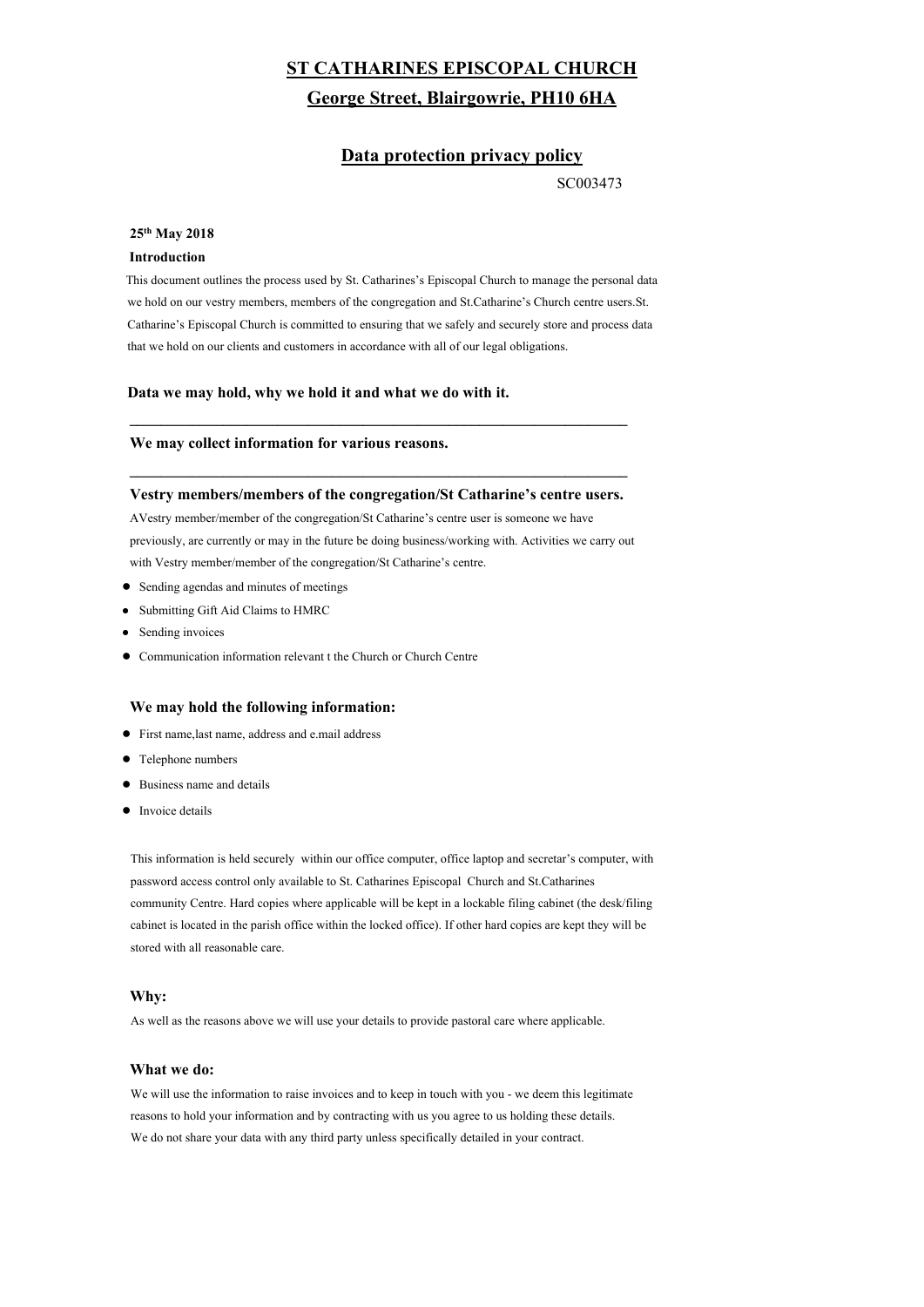# ST CATHARINES EPISCOPAL CHURCH

## George Street, Blairgowrie, PH10 6HA

## Data protection privacy policy

SC003473

**25th May 2018**

**Introduction**

This document outlines the process used by St. Catharines's Episcopal Church to manage the personal data we hold on our vestry members, members of the congregation and St.Catharine's Church centre users.St. Catharine's Episcopal Church is committed to ensuring that we safely and securely store and process data that we hold on our clients and customers in accordance with all of our legal obligations.

### Data we may hold, why we hold it and what we do with it.

---

### We may collect information for various reasons.

---

### Vestry members/members of the congregation/St Catharine's centre users.

AVestry member/member of the congregation/St Catharine's centre user is someone we have previously, are currently or may in the future be doing business/working with. Activities we carry out with Vestry member/member of the congregation/St Catharine's centre.

- Sending agendas and minutes of meetings
- Submitting Gift Aid Claims to HMRC
- Sending invoices
- Communication information relevant t the Church or Church Centre

### We may hold the following information:

- First name,last name, address and e.mail address
- Telephone numbers
- Business name and details
- Invoice details

This information is held securely within our office computer, office laptop and secretar's computer, with password access control only available to St. Catharines Episcopal Church and St.Catharines community Centre. Hard copies where applicable will be kept in a lockable filing cabinet (the desk/filing cabinet is located in the parish office within the locked office). If other hard copies are kept they will be stored with all reasonable care.

### Why:

As well as the reasons above we will use your details to provide pastoral care where applicable.

### What we do:

We will use the information to raise invoices and to keep in touch with you - we deem this legitimate reasons to hold your information and by contracting with us you agree to us holding these details. We do not share your data with any third party unless specifically detailed in your contract.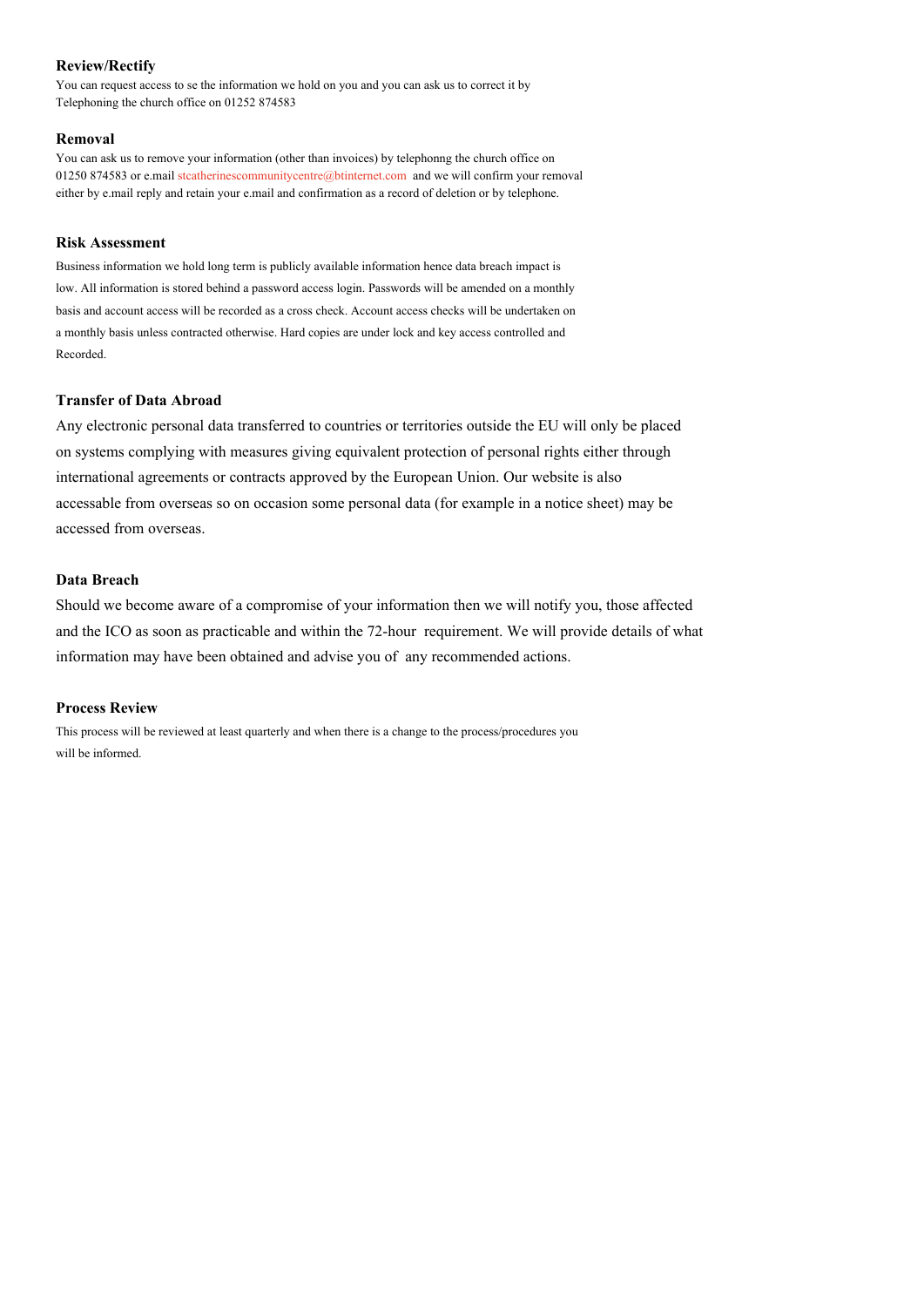### Review/Rectify

You can request access to se the information we hold on you and you can ask us to correct it by Telephoning the church office on 01252 874583

### Removal

You can ask us to remove your information (other than invoices) by telephonng the church office on 01250 874583 or e.mail stcatherinescommunitycentre@btinternet.com and we will confirm your removal either by e.mail reply and retain your e.mail and confirmation as a record of deletion or by telephone.

### Risk Assessment

Business information we hold long term is publicly available information hence data breach impact is low. All information is stored behind a password access login. Passwords will be amended on a monthly basis and account access will be recorded as a cross check. Account access checks will be undertaken on a monthly basis unless contracted otherwise. Hard copies are under lock and key access controlled and Recorded.

### Transfer of Data Abroad

Any electronic personal data transferred to countries or territories outside the EU will only be placed on systems complying with measures giving equivalent protection of personal rights either through international agreements or contracts approved by the European Union. Our website is also accessable from overseas so on occasion some personal data (for example in a notice sheet) may be accessed from overseas.

### Data Breach

Should we become aware of a compromise of your information then we will notify you, those affected and the ICO as soon as practicable and within the 72-hour requirement. We will provide details of what information may have been obtained and advise you of any recommended actions.

### Process Review

This process will be reviewed at least quarterly and when there is a change to the process/procedures you will be informed.